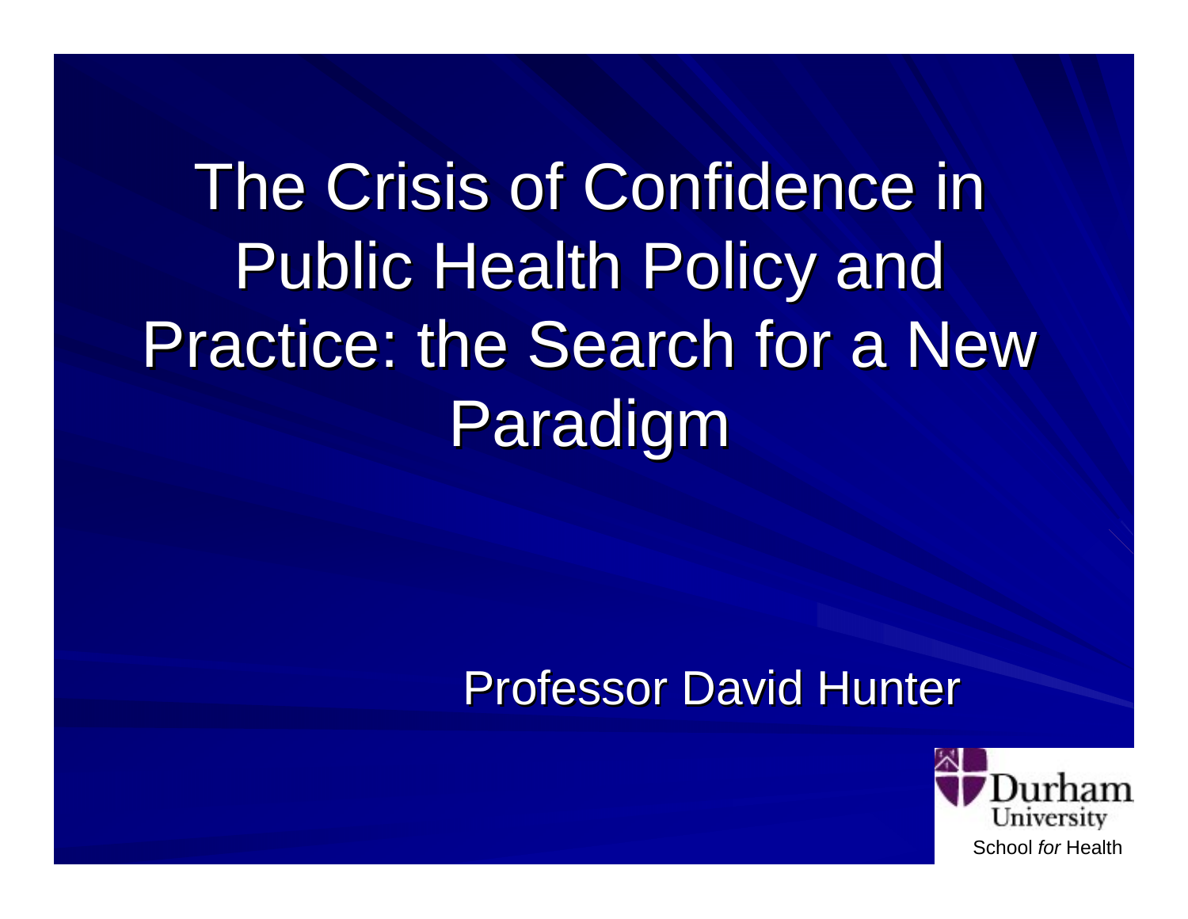# The Crisis of Confidence in Public Health Policy and Practice: the Search for a New Paradigm

Professor David Hunter

Durham University

School *for* Health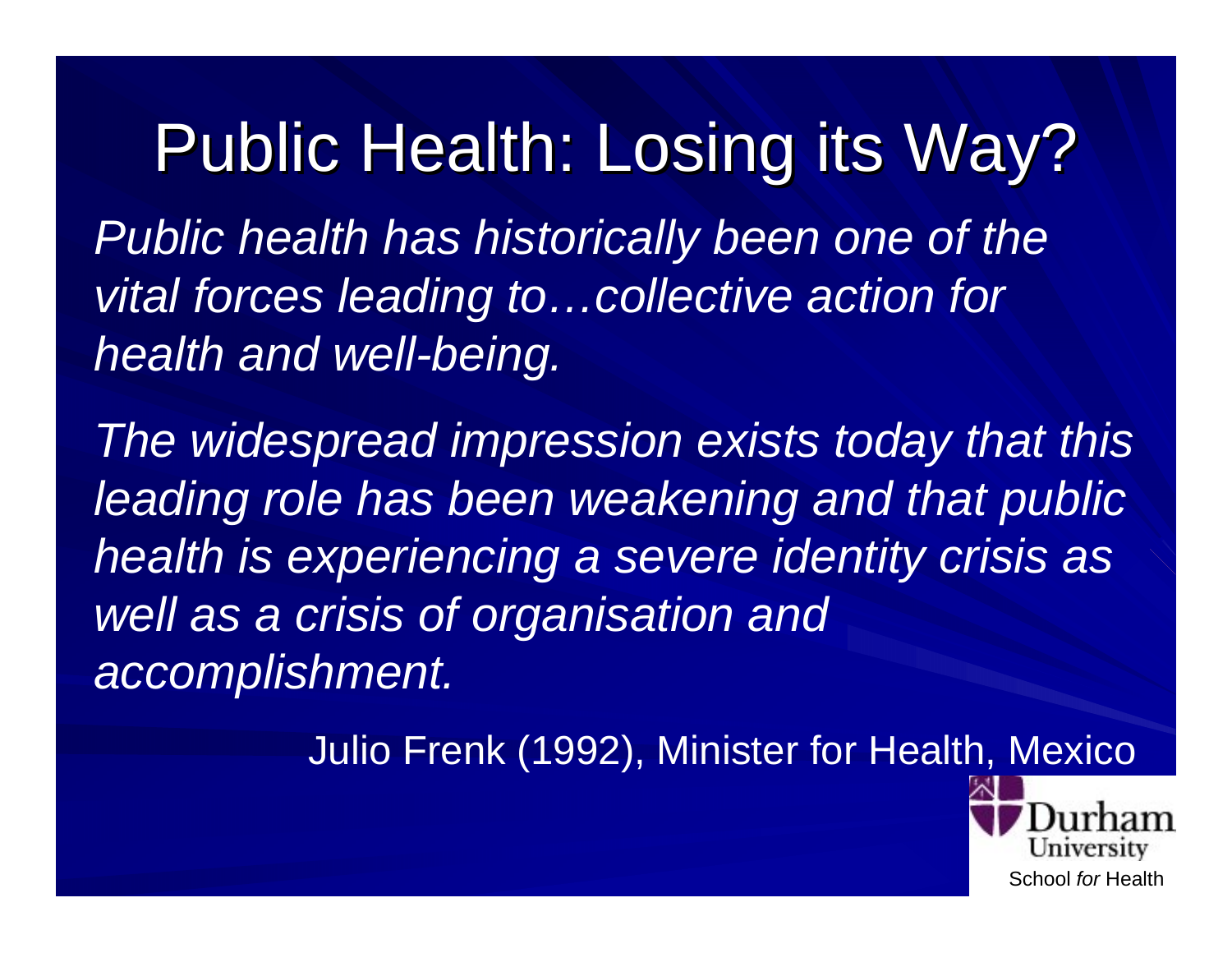# Public Health: Losing its Way?

*Public health has historically been one of the vital forces leading to…collective action for health and well-being.*

*The widespread impression exists today that this leading role has been weakening and that public health is experiencing a severe identity crisis as well as a crisis of organisation and accomplishment.*

Julio Frenk (1992), Minister for Health, Mexico

Durham University
School *for* Health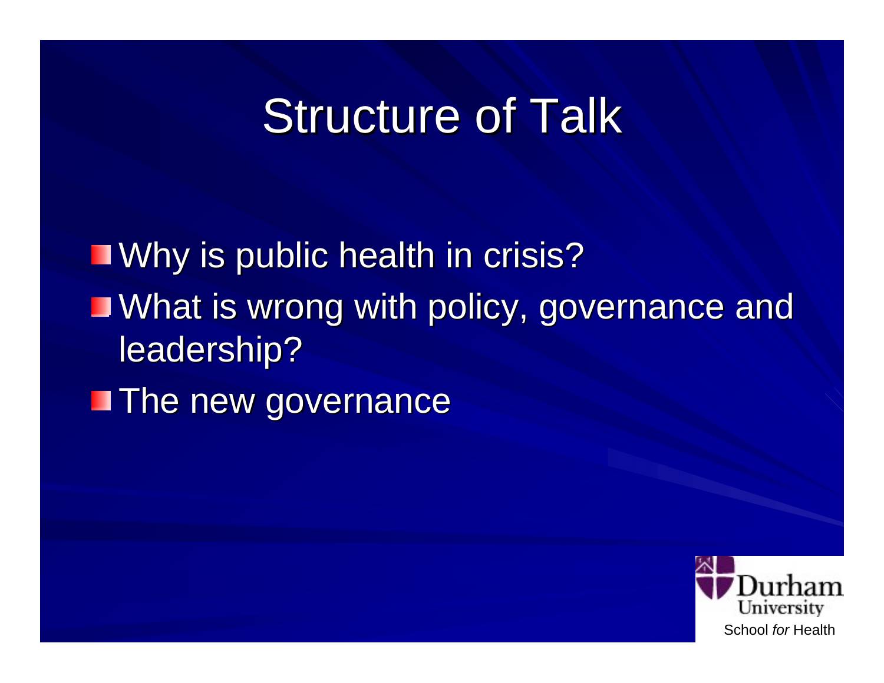# Structure of Talk

- Why is public health in crisis?
- What is wrong with policy, governance and leadership?
- The new governance

Durham University
School *for* Health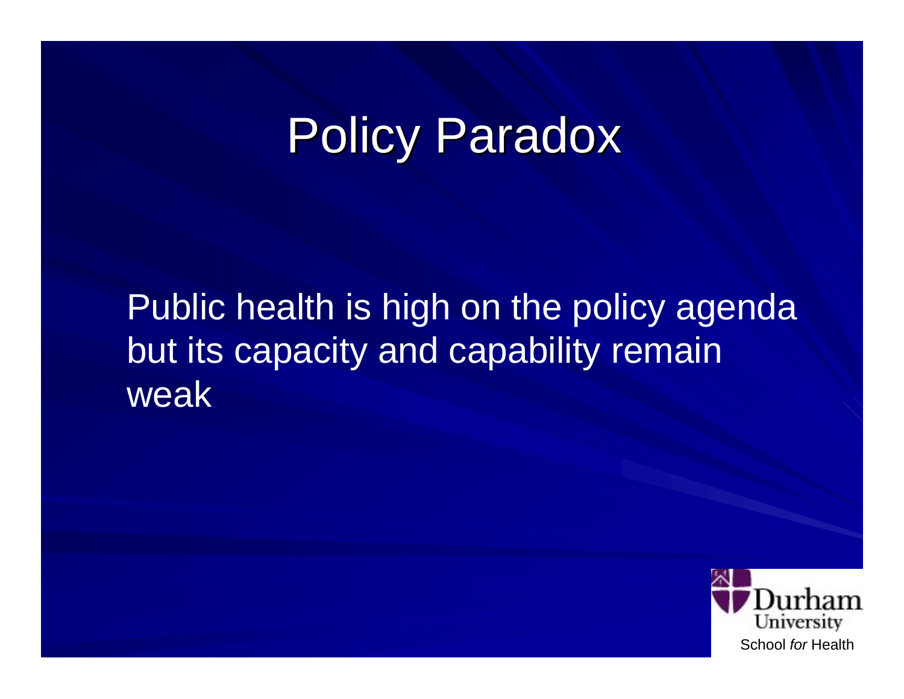# Policy Paradox

Public health is high on the policy agenda but its capacity and capability remain weak

Durham University

School *for* Health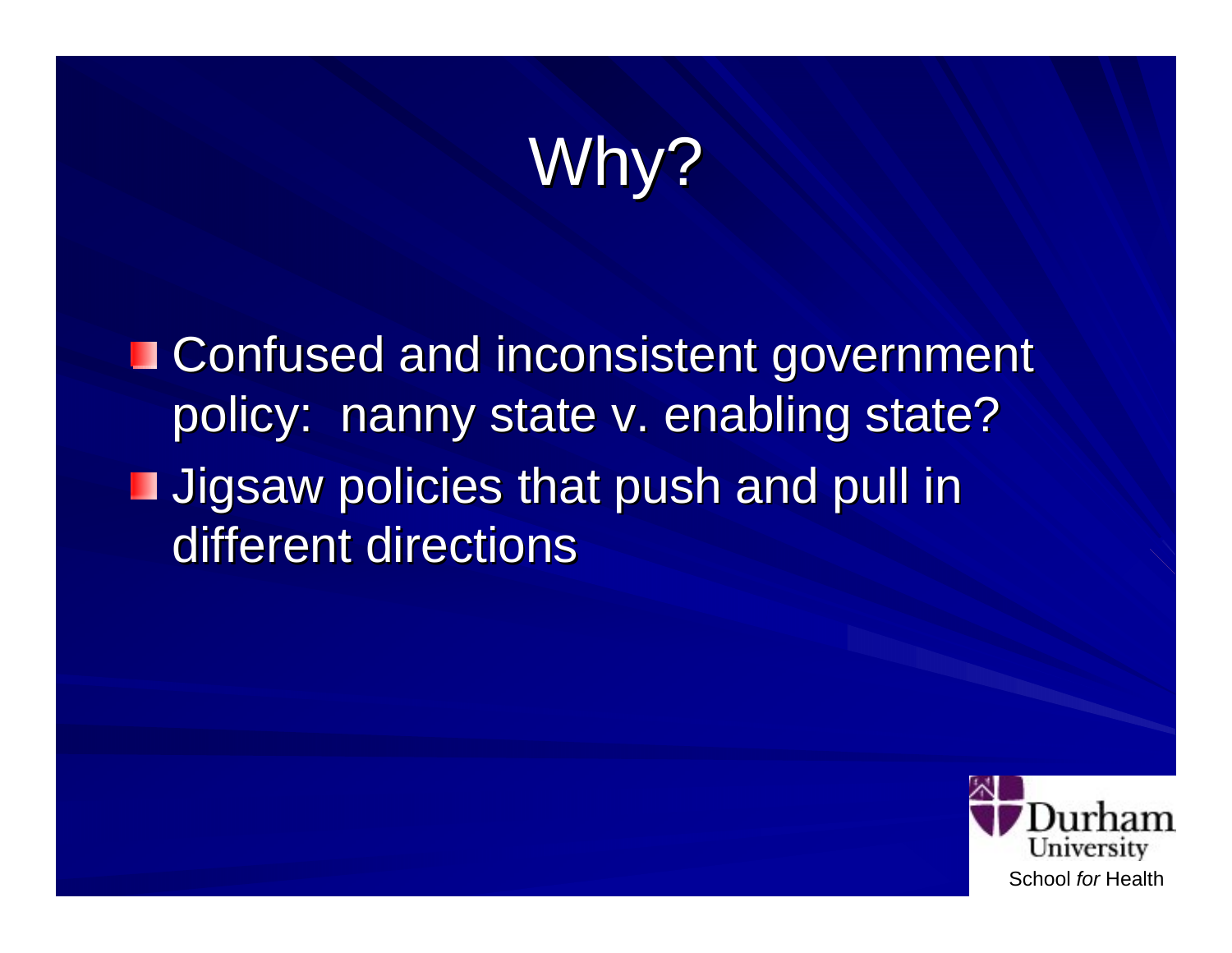# Why?

- Confused and inconsistent government policy: nanny state v. enabling state?
- Jigsaw policies that push and pull in different directions

Durham University
School *for* Health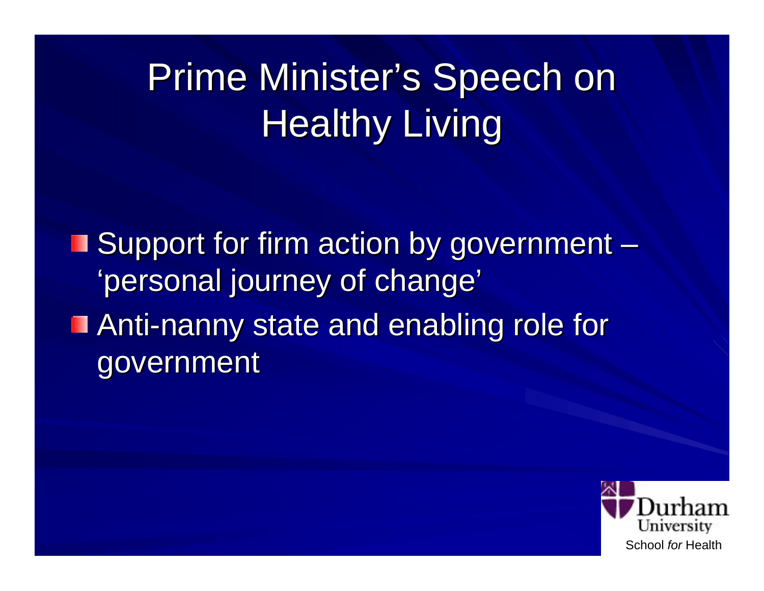# Prime Minister's Speech on Healthy Living

- Support for firm action by government – 'personal journey of change'
- Anti-nanny state and enabling role for government

Durham University
School *for* Health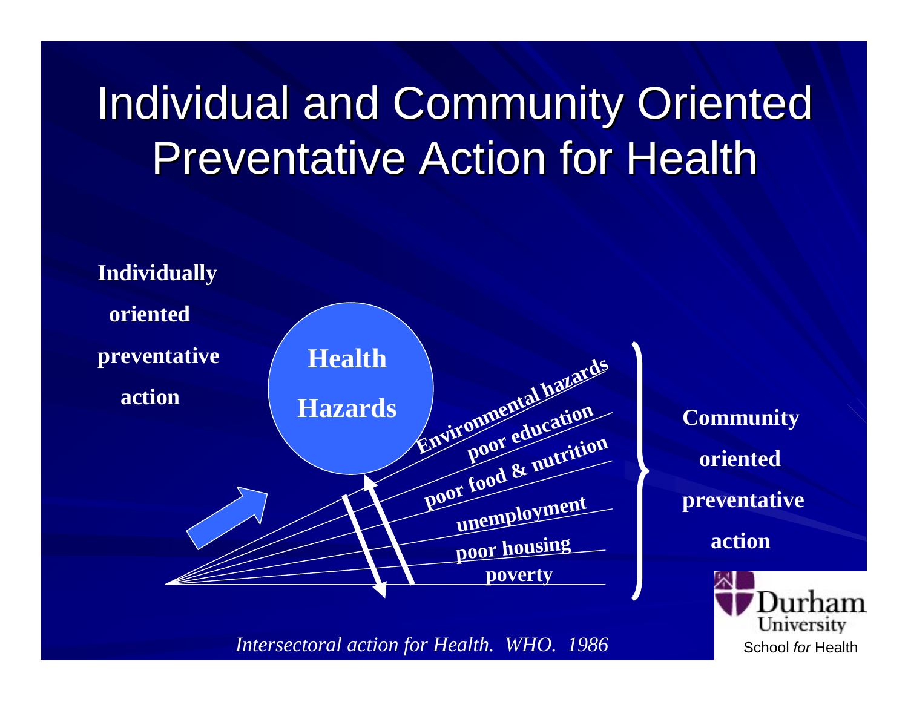# Individual and Community Oriented Preventative Action for Health

**Individually oriented preventative action**

**Health Hazards**

**Environmental hazards**

**poor education**

**poor food & nutrition**

**unemployment**

**poor housing**

**poverty**

**Community oriented preventative action**

*Intersectoral action for Health. WHO. 1986*

Durham University School *for* Health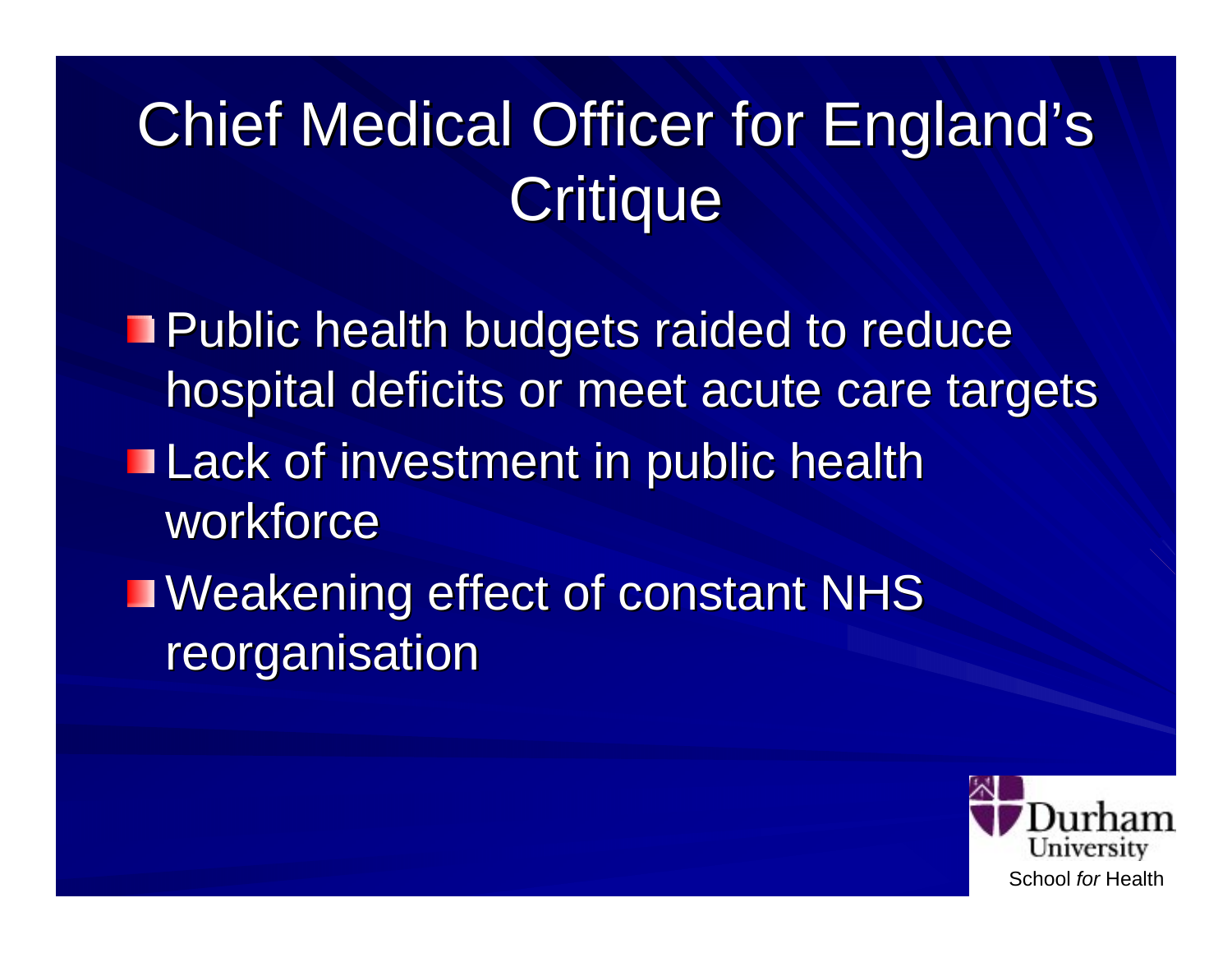# Chief Medical Officer for England's Critique

- Public health budgets raided to reduce hospital deficits or meet acute care targets
- Lack of investment in public health workforce
- Weakening effect of constant NHS reorganisation

Durham University
School *for* Health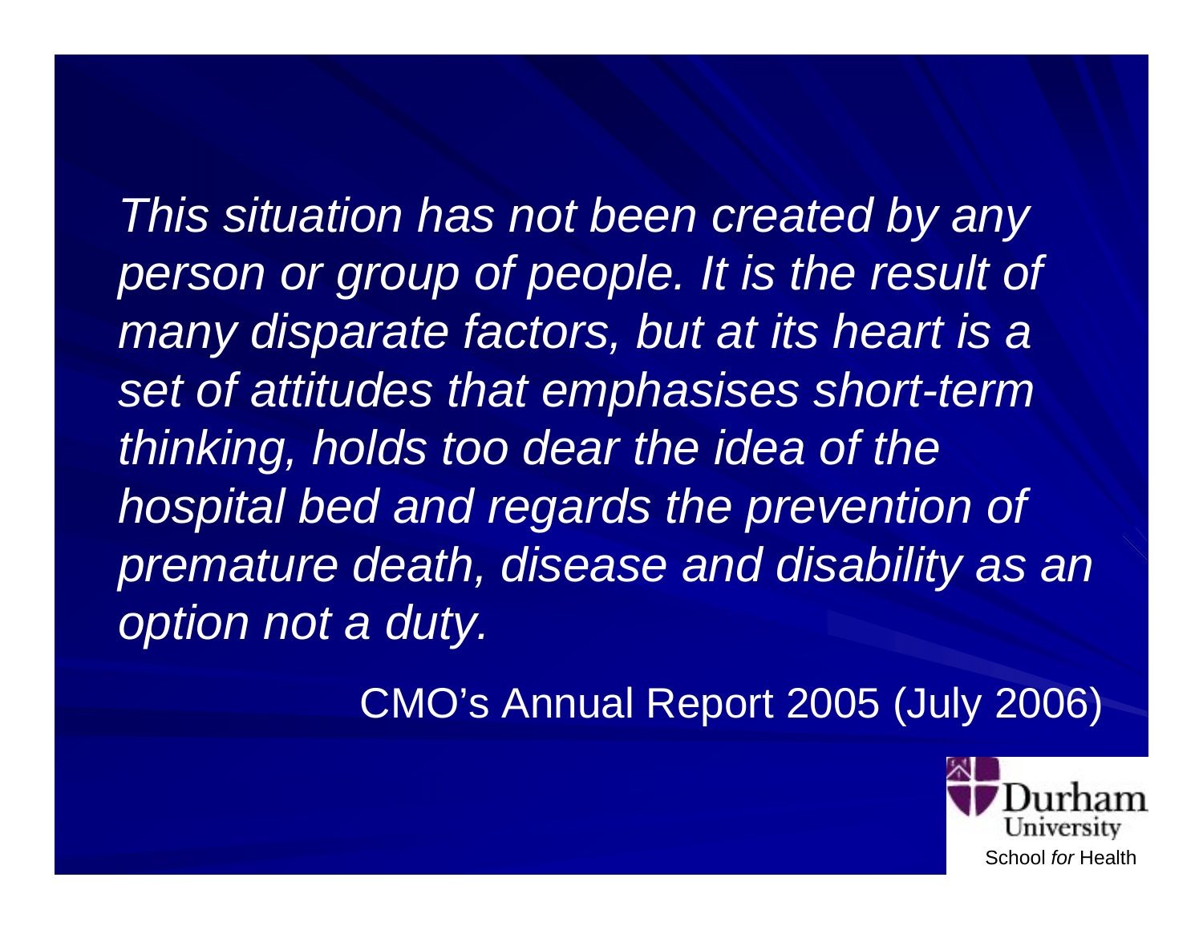*This situation has not been created by any person or group of people. It is the result of many disparate factors, but at its heart is a set of attitudes that emphasises short-term thinking, holds too dear the idea of the hospital bed and regards the prevention of premature death, disease and disability as an option not a duty.*

CMO's Annual Report 2005 (July 2006)

Durham University

School *for* Health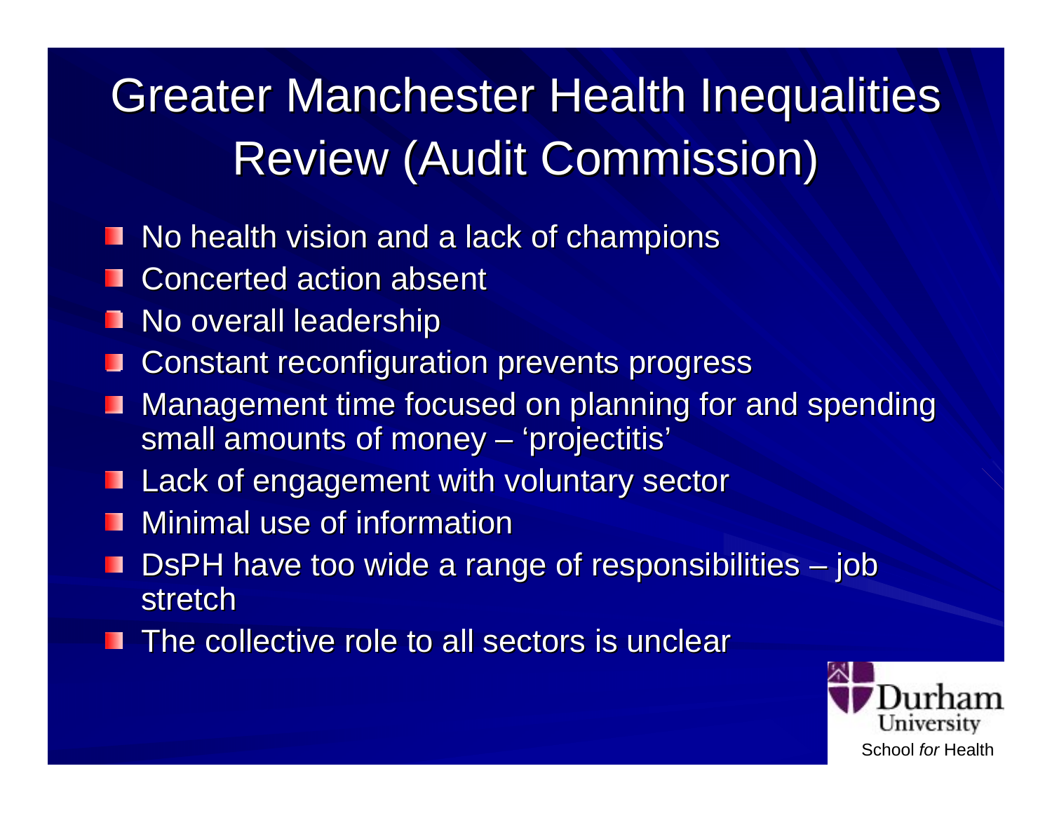# Greater Manchester Health Inequalities Review (Audit Commission)

- No health vision and a lack of champions
- Concerted action absent
- No overall leadership
- Constant reconfiguration prevents progress
- Management time focused on planning for and spending small amounts of money – 'projectitis'
- Lack of engagement with voluntary sector
- Minimal use of information
- DsPH have too wide a range of responsibilities – job stretch
- The collective role to all sectors is unclear

Durham University School *for* Health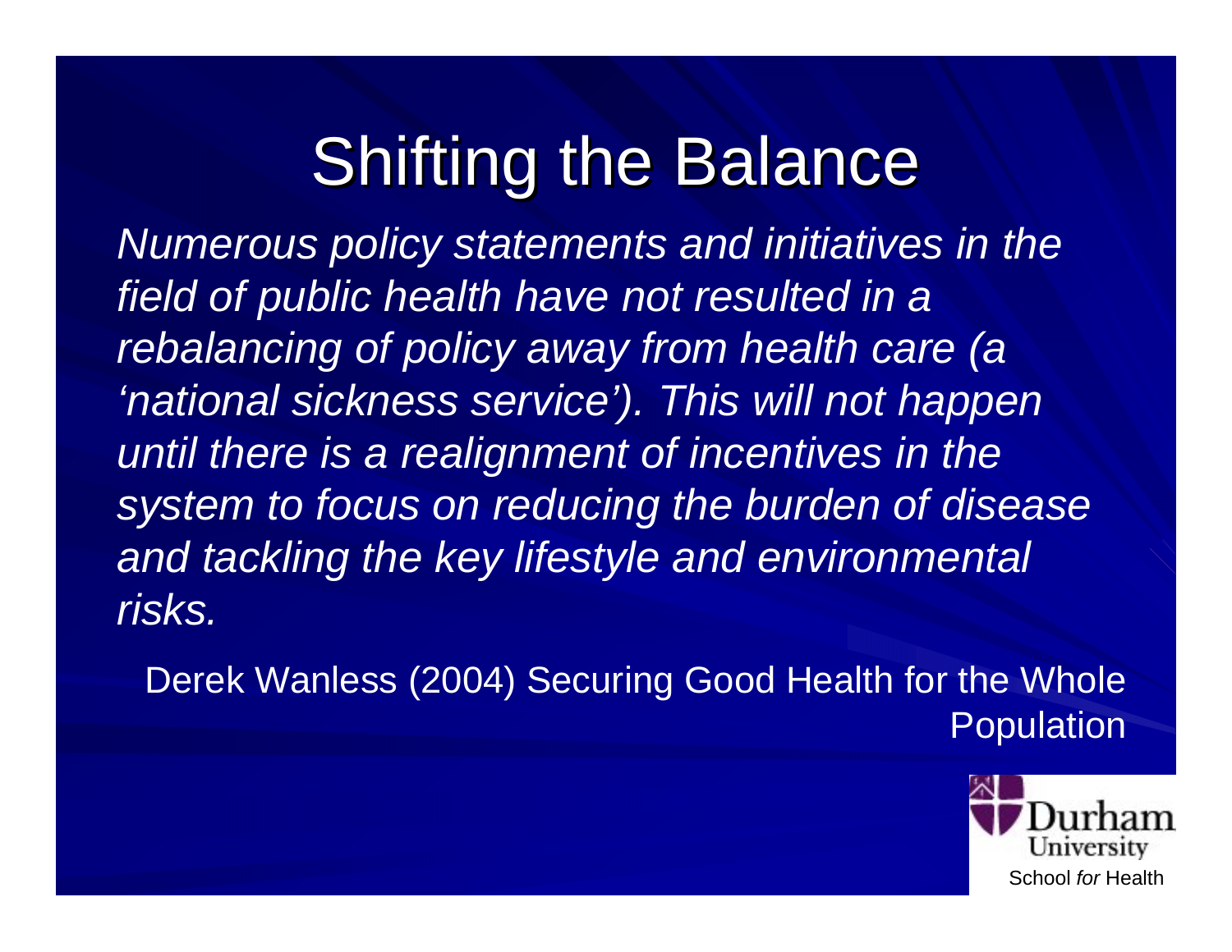# Shifting the Balance

*Numerous policy statements and initiatives in the field of public health have not resulted in a rebalancing of policy away from health care (a 'national sickness service'). This will not happen until there is a realignment of incentives in the system to focus on reducing the burden of disease and tackling the key lifestyle and environmental risks.*

Derek Wanless (2004) Securing Good Health for the Whole Population

Durham University
School *for* Health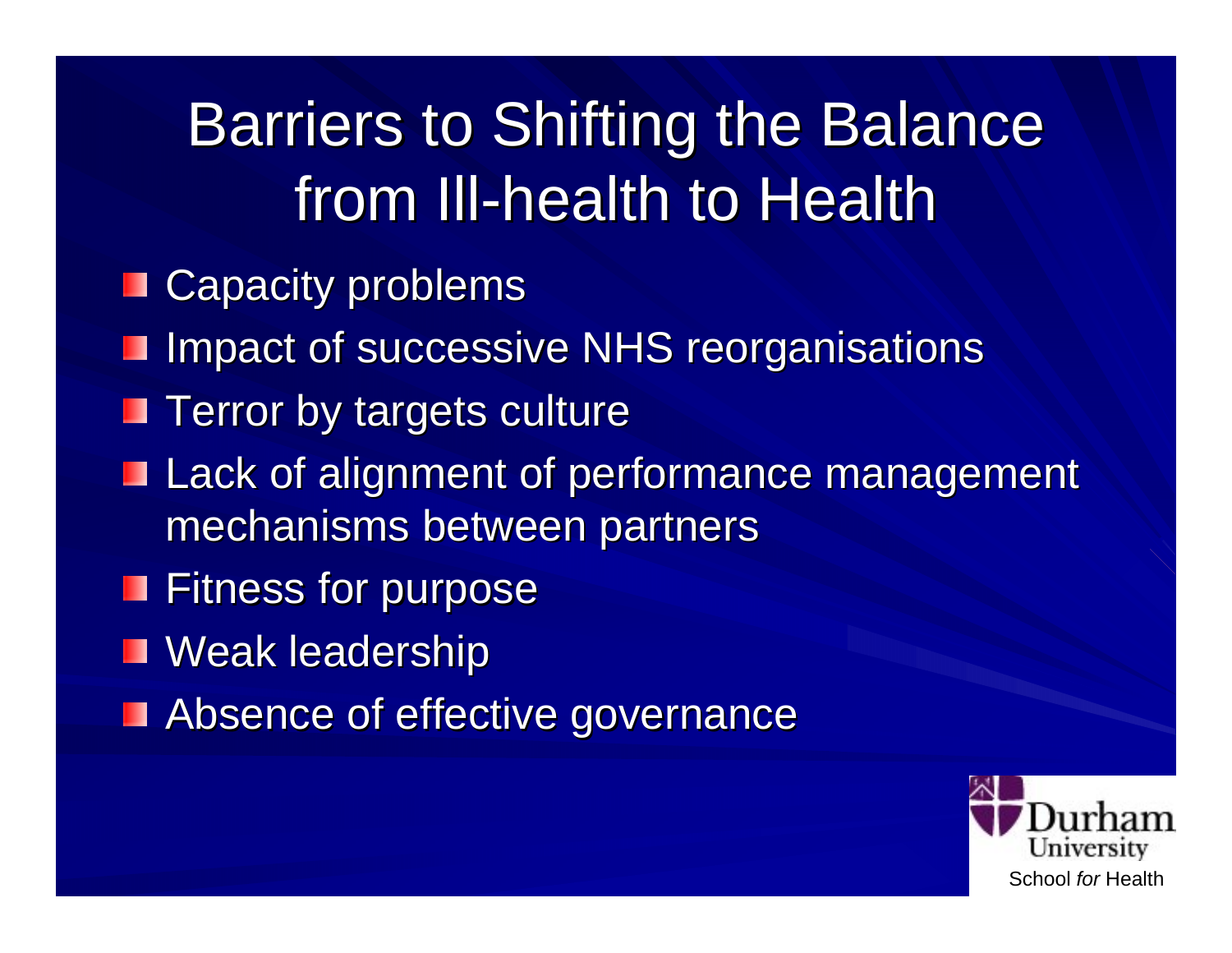# Barriers to Shifting the Balance from Ill-health to Health

- Capacity problems
- Impact of successive NHS reorganisations
- Terror by targets culture
- Lack of alignment of performance management mechanisms between partners
- Fitness for purpose
- Weak leadership
- Absence of effective governance

Durham University
School *for* Health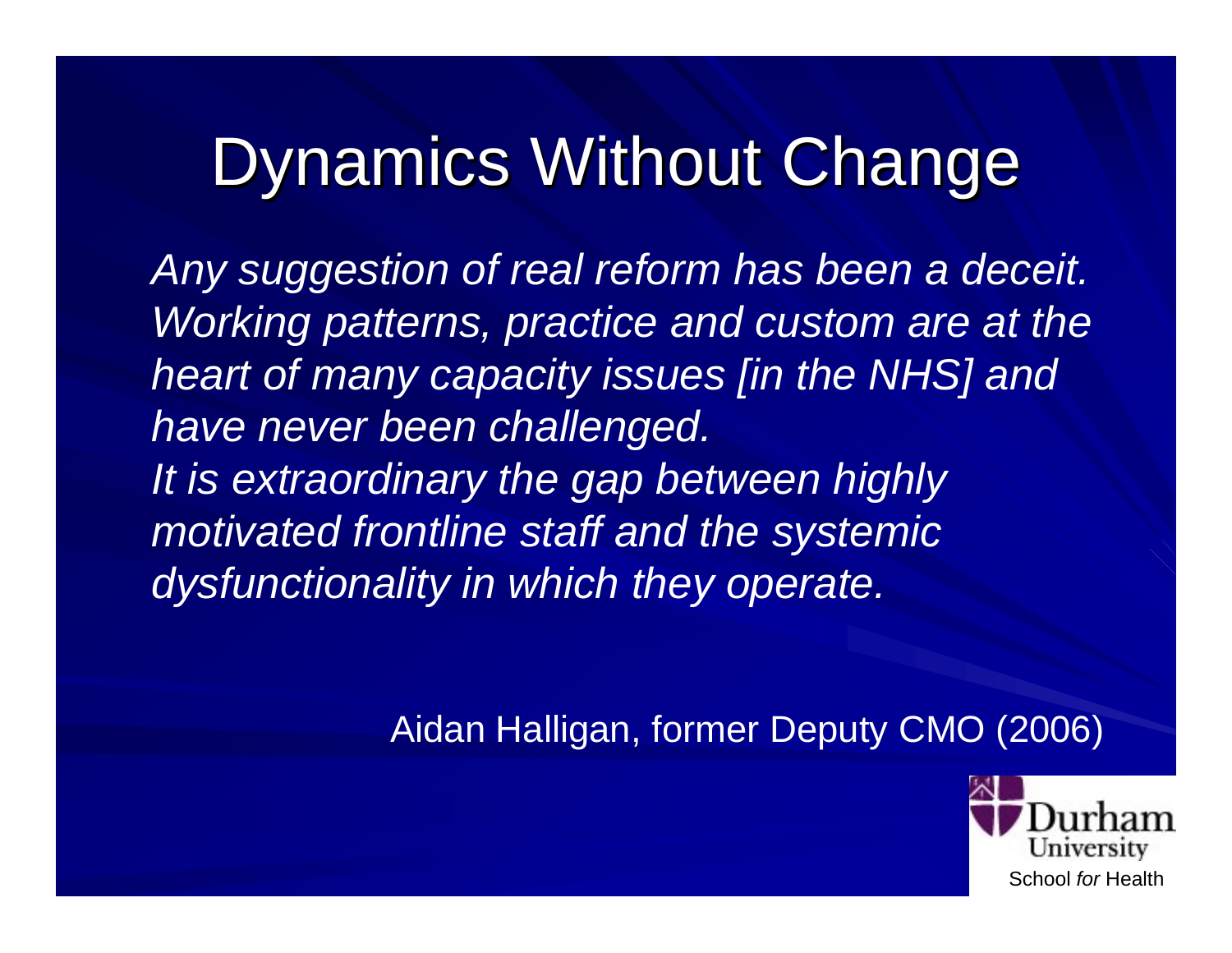# Dynamics Without Change

*Any suggestion of real reform has been a deceit. Working patterns, practice and custom are at the heart of many capacity issues [in the NHS] and have never been challenged.*
*It is extraordinary the gap between highly motivated frontline staff and the systemic dysfunctionality in which they operate.*

Aidan Halligan, former Deputy CMO (2006)

Durham University
School *for* Health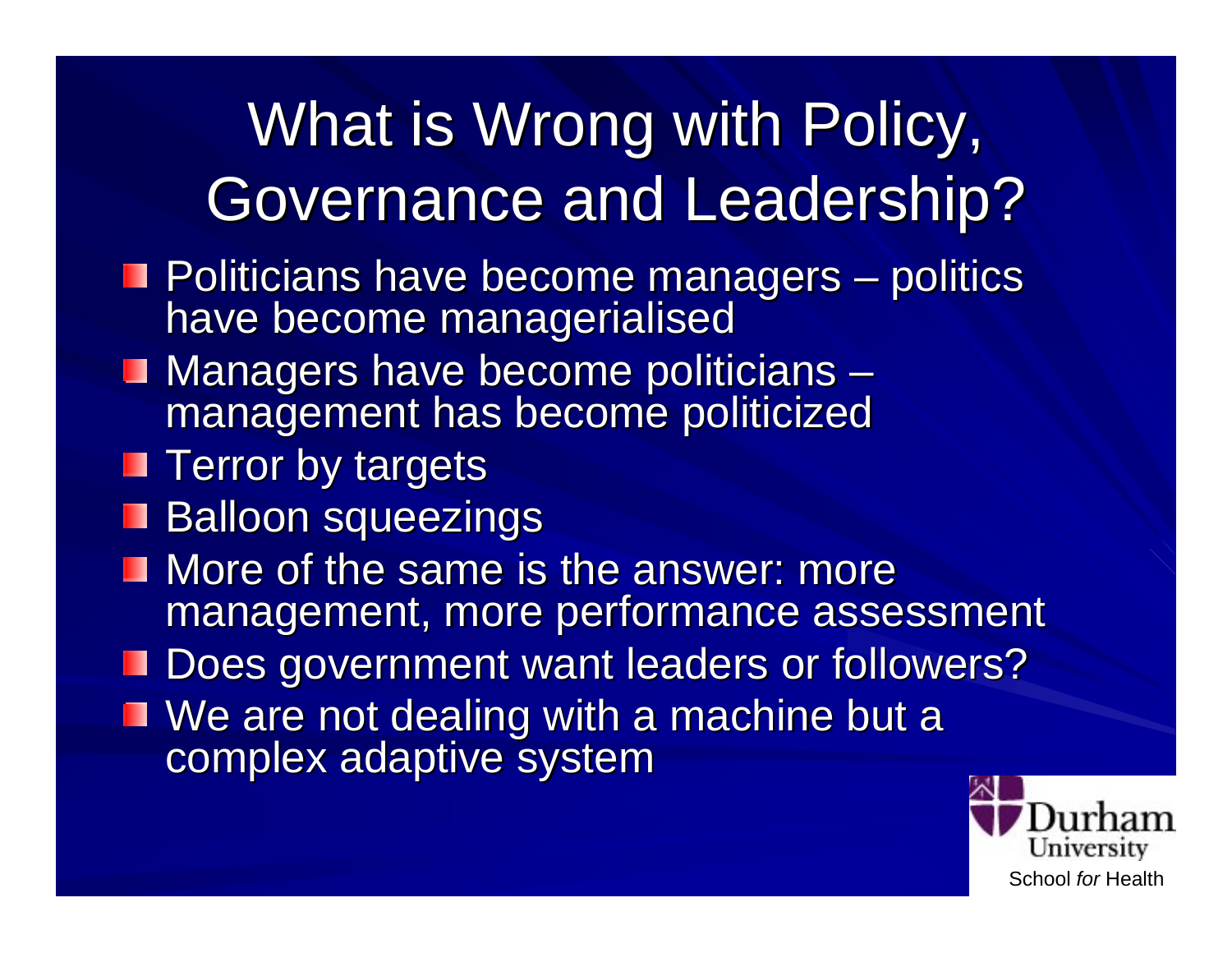# What is Wrong with Policy, Governance and Leadership?

- Politicians have become managers – politics have become managerialised
- Managers have become politicians – management has become politicized
- Terror by targets
- Balloon squeezings
- More of the same is the answer: more management, more performance assessment
- Does government want leaders or followers?
- We are not dealing with a machine but a complex adaptive system

Durham University
School *for* Health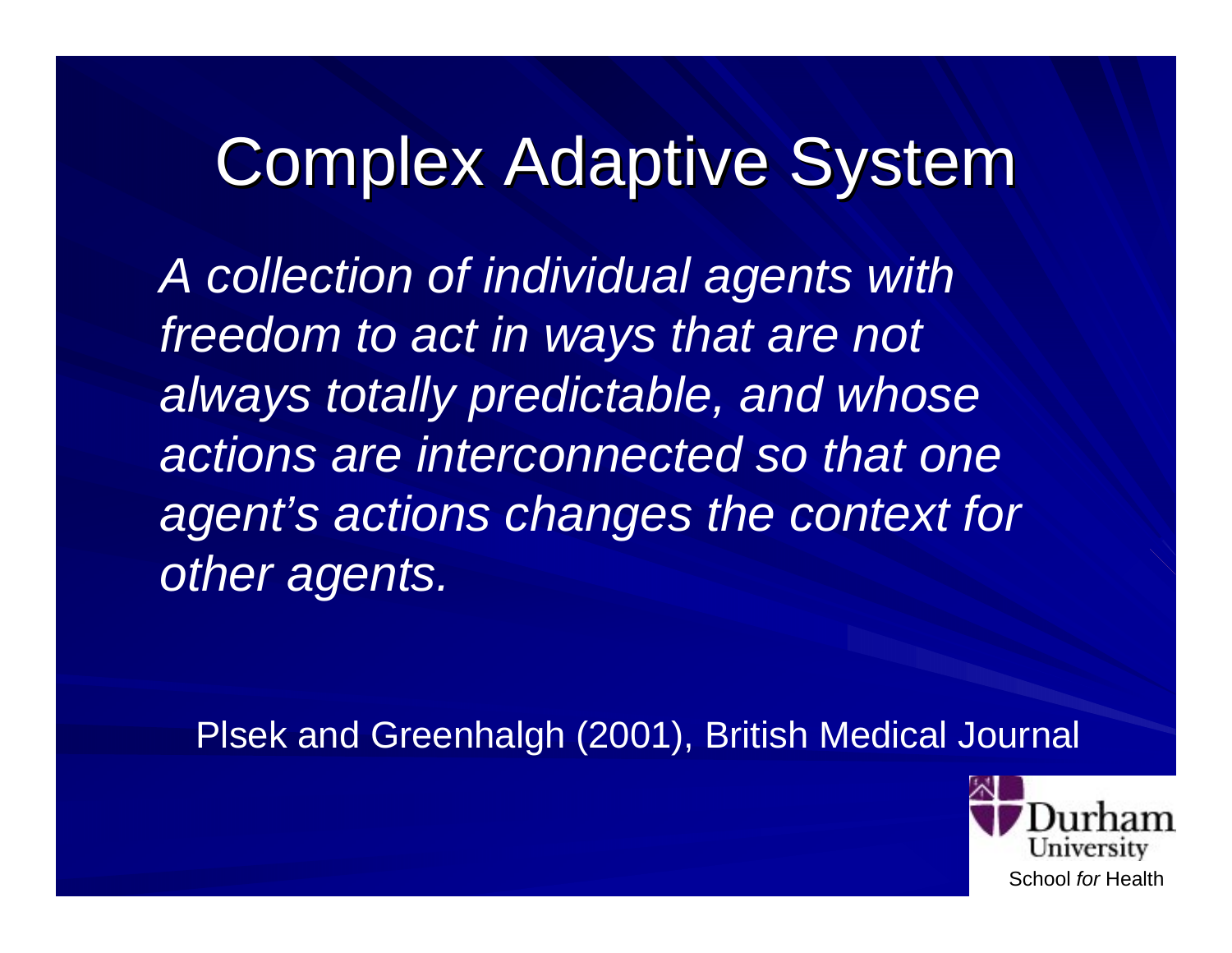# Complex Adaptive System

*A collection of individual agents with freedom to act in ways that are not always totally predictable, and whose actions are interconnected so that one agent's actions changes the context for other agents.*

Plsek and Greenhalgh (2001), British Medical Journal

Durham University

School *for* Health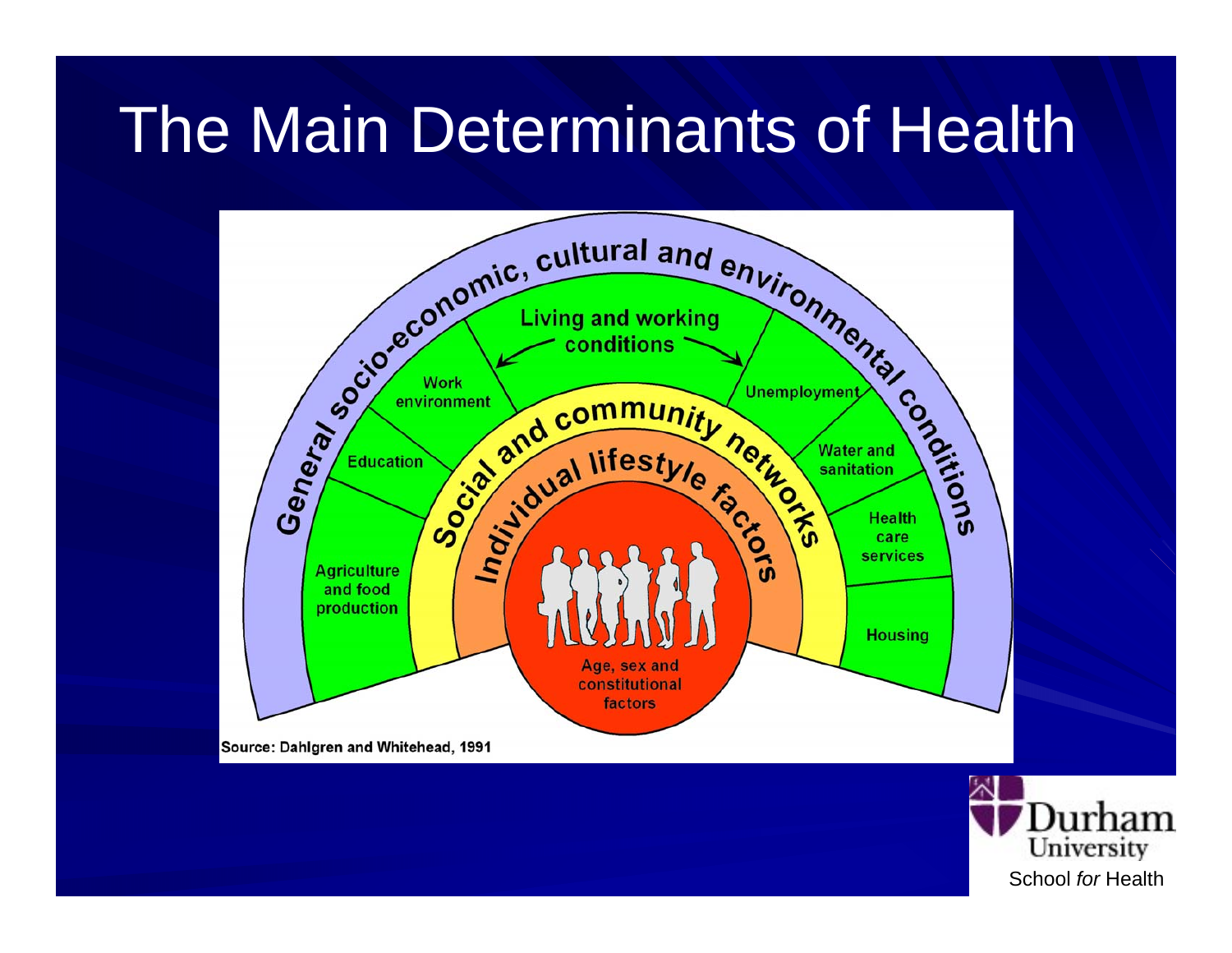# The Main Determinants of Health

General socio-economic, cultural and environmental conditions

Living and working conditions

Work environment

Education

Agriculture and food production

Unemployment

Water and sanitation

Health care services

Housing

Social and community networks

Individual lifestyle factors

Age, sex and constitutional factors

Source: Dahlgren and Whitehead, 1991

Durham University

School *for* Health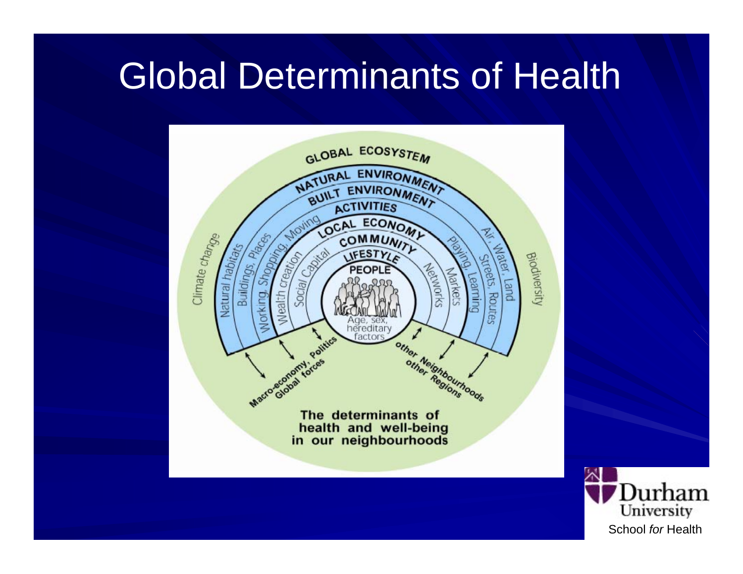# Global Determinants of Health

GLOBAL ECOSYSTEM

NATURAL ENVIRONMENT

BUILT ENVIRONMENT

ACTIVITIES

LOCAL ECONOMY

COMMUNITY

LIFESTYLE

PEOPLE

Age, sex, hereditary factors

Climate change

Natural habitats

Buildings, Places

Working, Shopping, Moving

Wealth creation

Social Capital

Networks

Markets

Playing, Learning

Streets, Routes

Air, Water, Land

Biodiversity

Macro-economy, Politics
Global forces

other Neighbourhoods
other Regions

**The determinants of health and well-being in our neighbourhoods**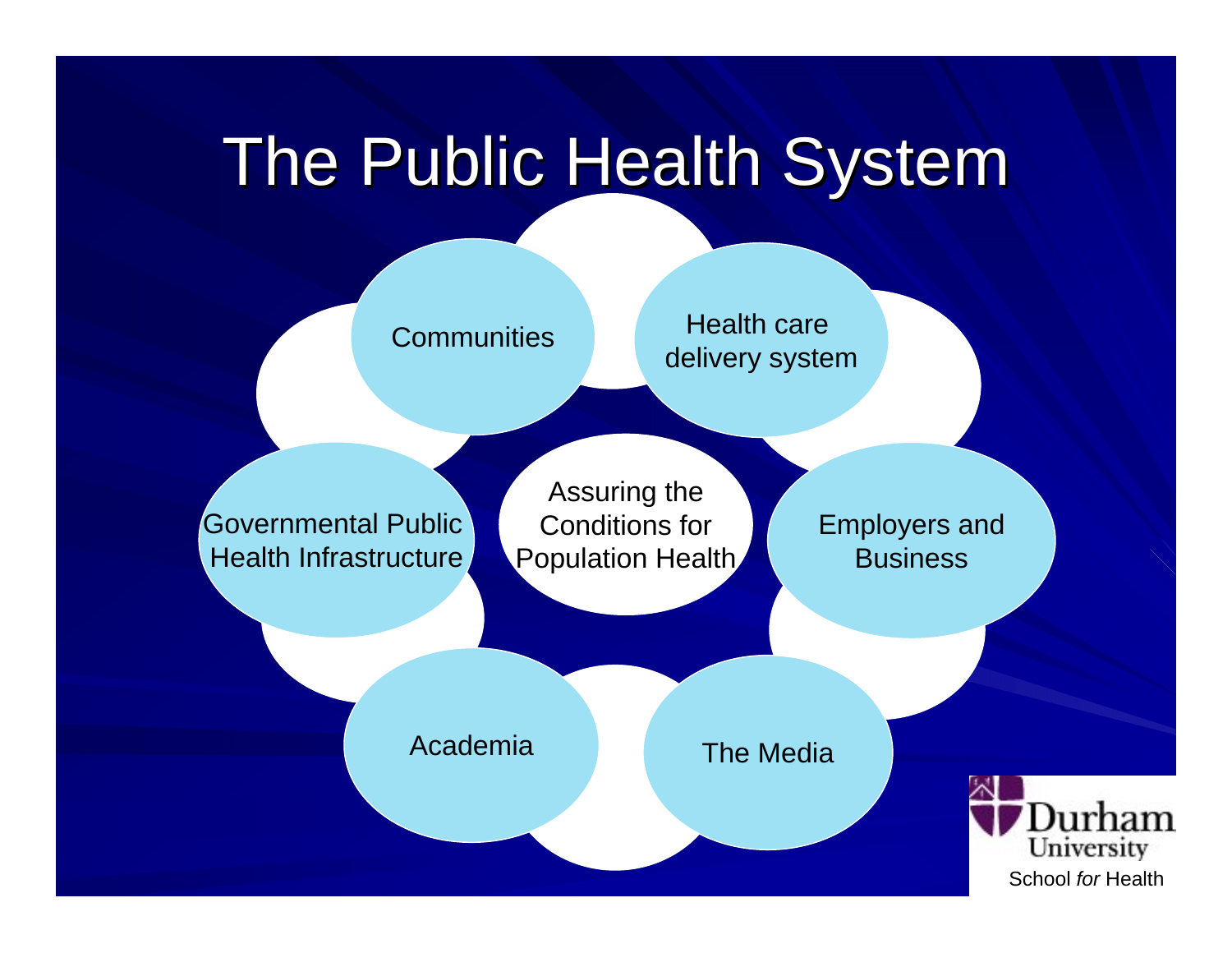# The Public Health System

Assuring the Conditions for Population Health

- Communities
- Health care delivery system
- Employers and Business
- The Media
- Academia
- Governmental Public Health Infrastructure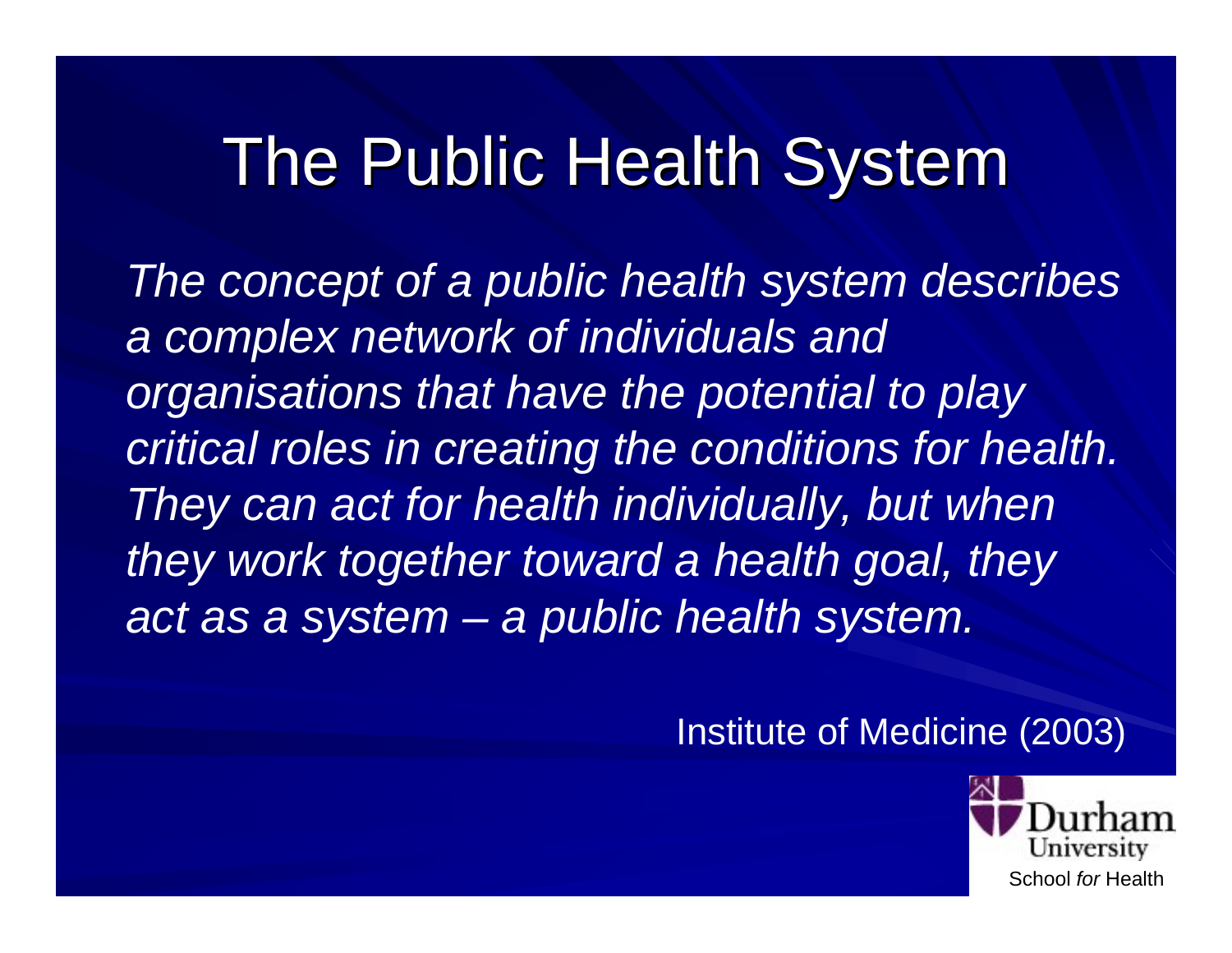# The Public Health System

*The concept of a public health system describes a complex network of individuals and organisations that have the potential to play critical roles in creating the conditions for health. They can act for health individually, but when they work together toward a health goal, they act as a system – a public health system.*

Institute of Medicine (2003)

Durham University
School *for* Health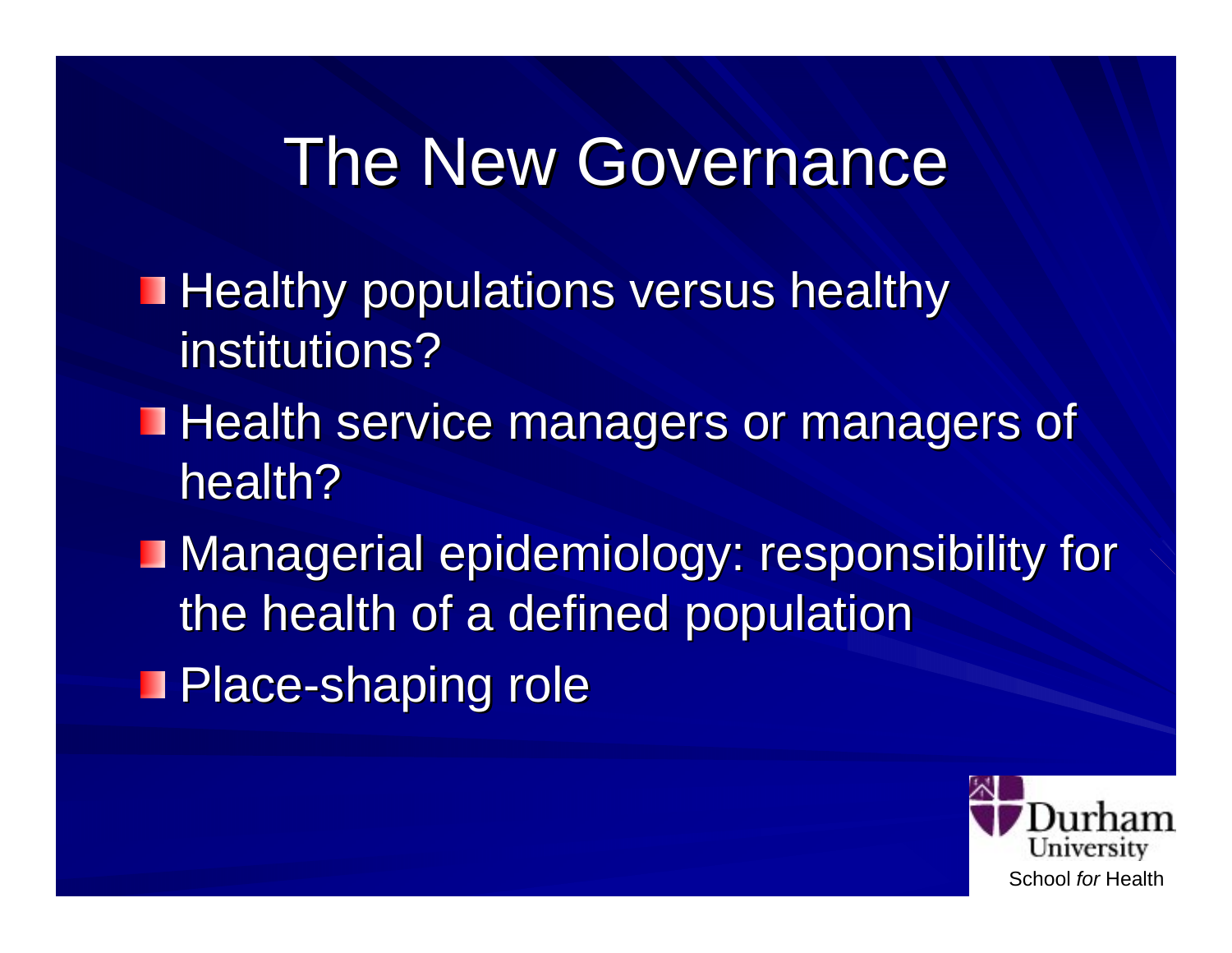# The New Governance

- Healthy populations versus healthy institutions?
- Health service managers or managers of health?
- Managerial epidemiology: responsibility for the health of a defined population
- Place-shaping role

Durham University
School *for* Health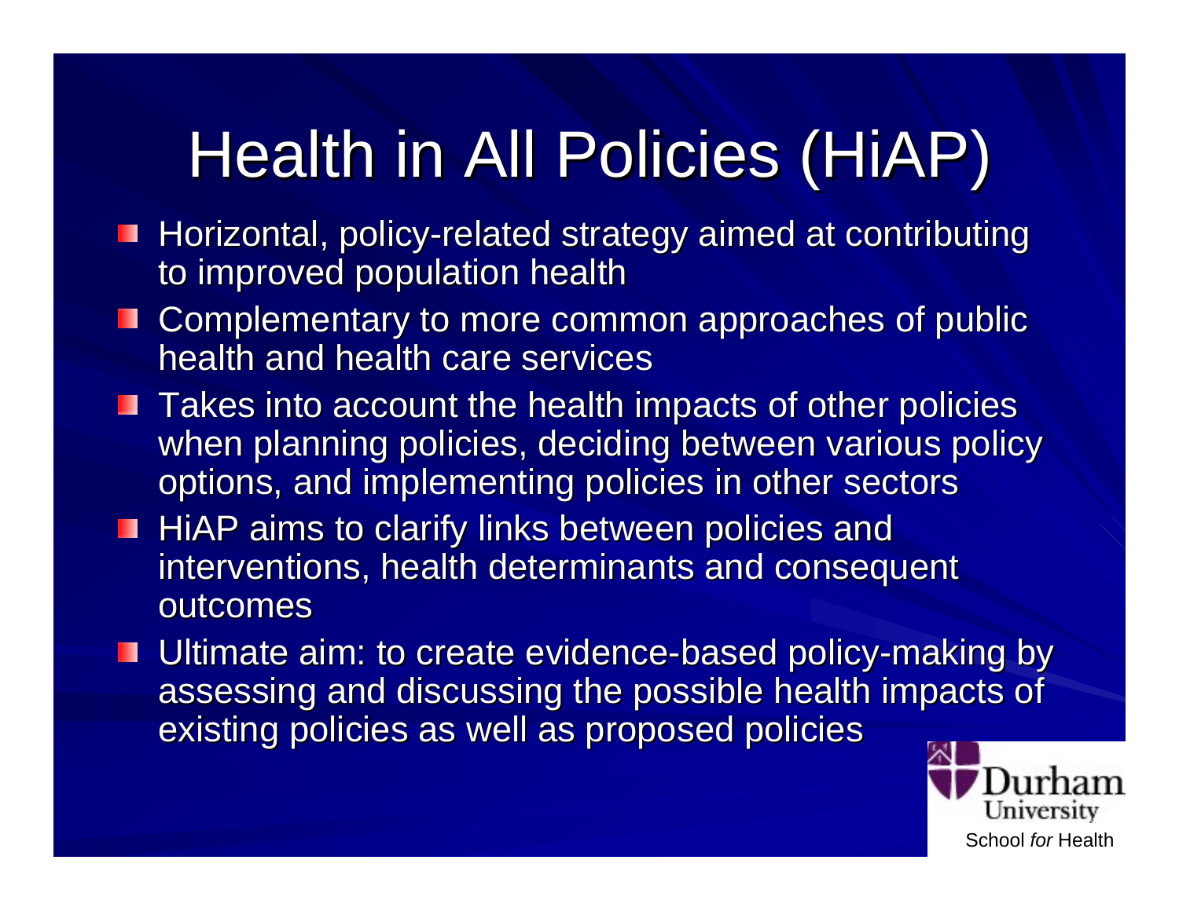# Health in All Policies (HiAP)

- Horizontal, policy-related strategy aimed at contributing to improved population health
- Complementary to more common approaches of public health and health care services
- Takes into account the health impacts of other policies when planning policies, deciding between various policy options, and implementing policies in other sectors
- HiAP aims to clarify links between policies and interventions, health determinants and consequent outcomes
- Ultimate aim: to create evidence-based policy-making by assessing and discussing the possible health impacts of existing policies as well as proposed policies

Durham University
School *for* Health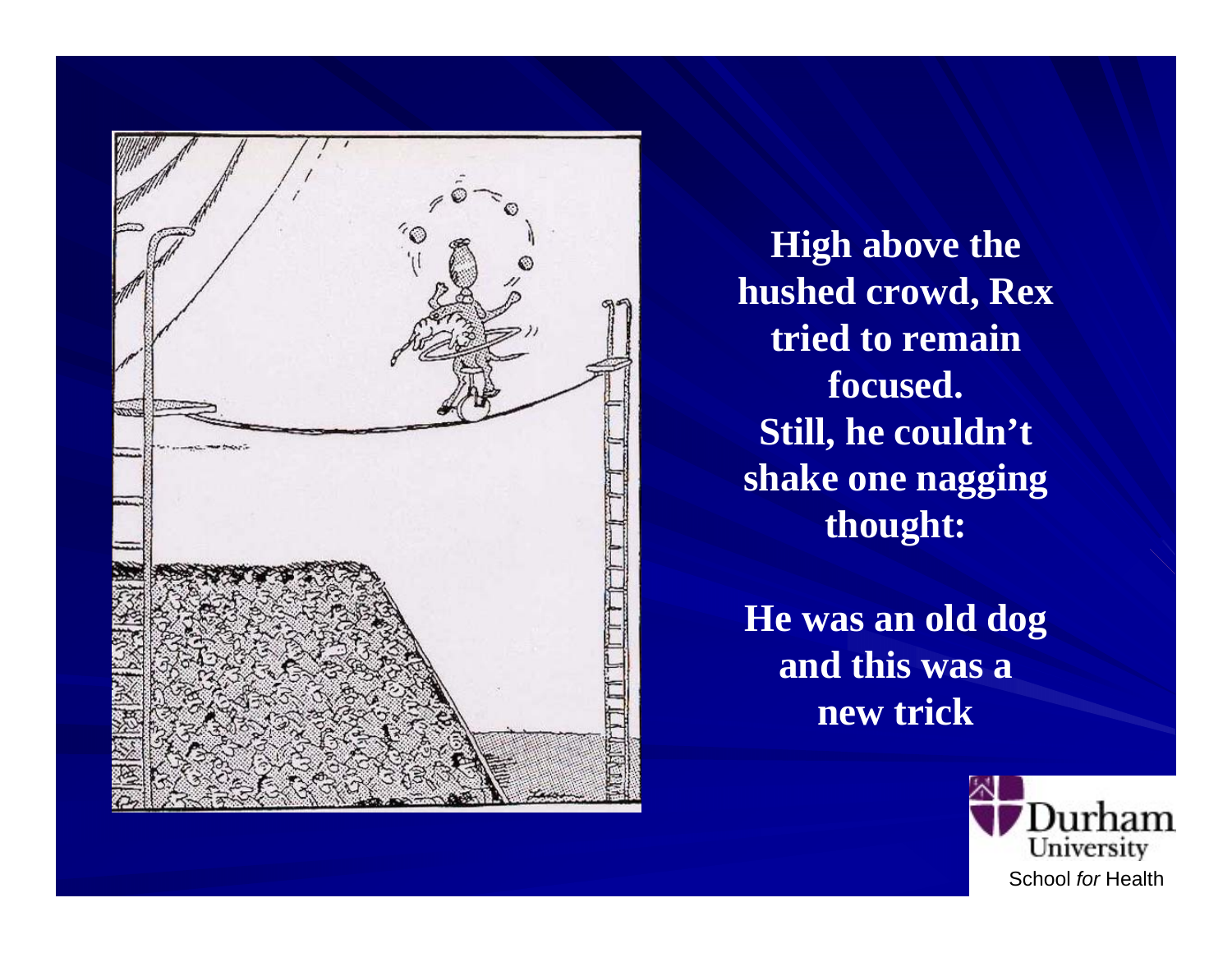High above the hushed crowd, Rex tried to remain focused.
Still, he couldn't shake one nagging thought:

He was an old dog and this was a new trick

Durham University

School *for* Health